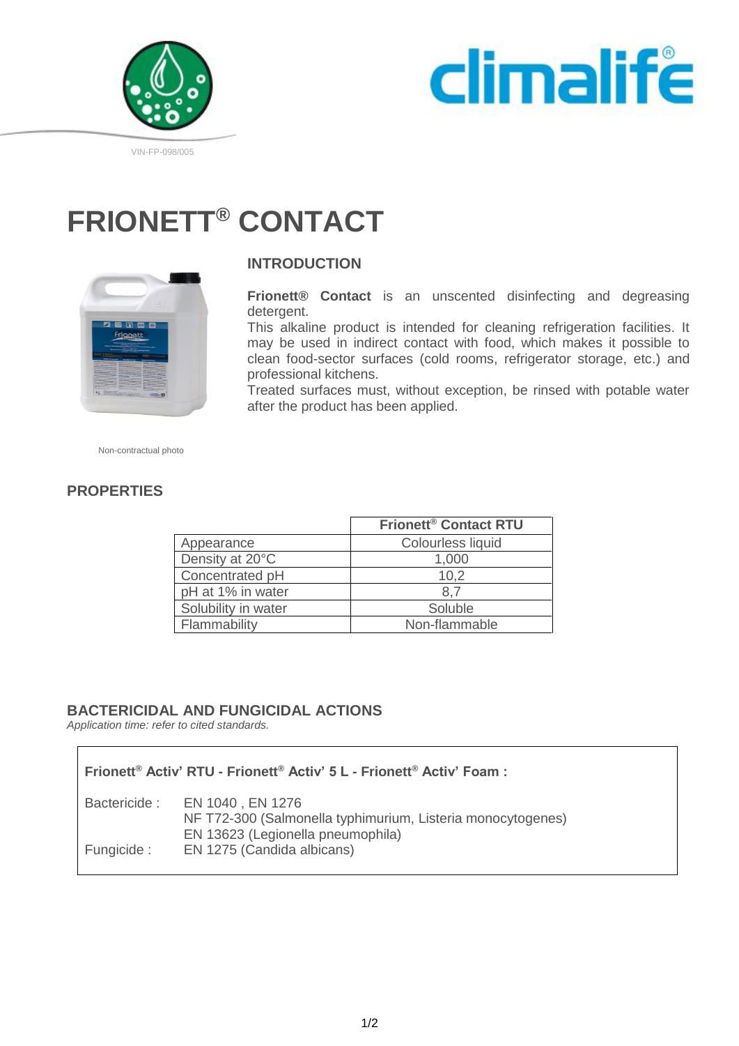VIN-FP-098/005

# FRIONETT® CONTACT

## INTRODUCTION

**Frionett® Contact** is an unscented disinfecting and degreasing detergent.
This alkaline product is intended for cleaning refrigeration facilities. It may be used in indirect contact with food, which makes it possible to clean food-sector surfaces (cold rooms, refrigerator storage, etc.) and professional kitchens.
Treated surfaces must, without exception, be rinsed with potable water after the product has been applied.

Non-contractual photo

## PROPERTIES

| | Frionett® Contact RTU |
|---|---|
| Appearance | Colourless liquid |
| Density at 20°C | 1,000 |
| Concentrated pH | 10,2 |
| pH at 1% in water | 8,7 |
| Solubility in water | Soluble |
| Flammability | Non-flammable |

## BACTERICIDAL AND FUNGICIDAL ACTIONS

*Application time: refer to cited standards.*

**Frionett® Activ' RTU - Frionett® Activ' 5 L - Frionett® Activ' Foam :**

Bactericide : EN 1040 , EN 1276
NF T72-300 (Salmonella typhimurium, Listeria monocytogenes)
EN 13623 (Legionella pneumophila)

Fungicide : EN 1275 (Candida albicans)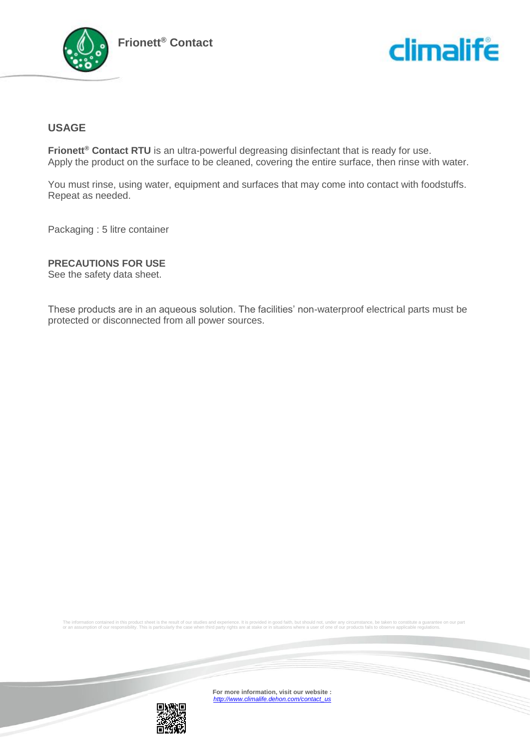## USAGE

**Frionett® Contact RTU** is an ultra-powerful degreasing disinfectant that is ready for use.
Apply the product on the surface to be cleaned, covering the entire surface, then rinse with water.

You must rinse, using water, equipment and surfaces that may come into contact with foodstuffs.
Repeat as needed.

Packaging : 5 litre container

**PRECAUTIONS FOR USE**
See the safety data sheet.

These products are in an aqueous solution. The facilities' non-waterproof electrical parts must be protected or disconnected from all power sources.

The information contained in this product sheet is the result of our studies and experience. It is provided in good faith, but should not, under any circumstance, be taken to constitute a guarantee on our part or an assumption of our responsibility. This is particularly the case when third party rights are at stake or in situations where a user of one of our products fails to observe applicable regulations.

**For more information, visit our website :**
*http://www.climalife.dehon.com/contact_us*